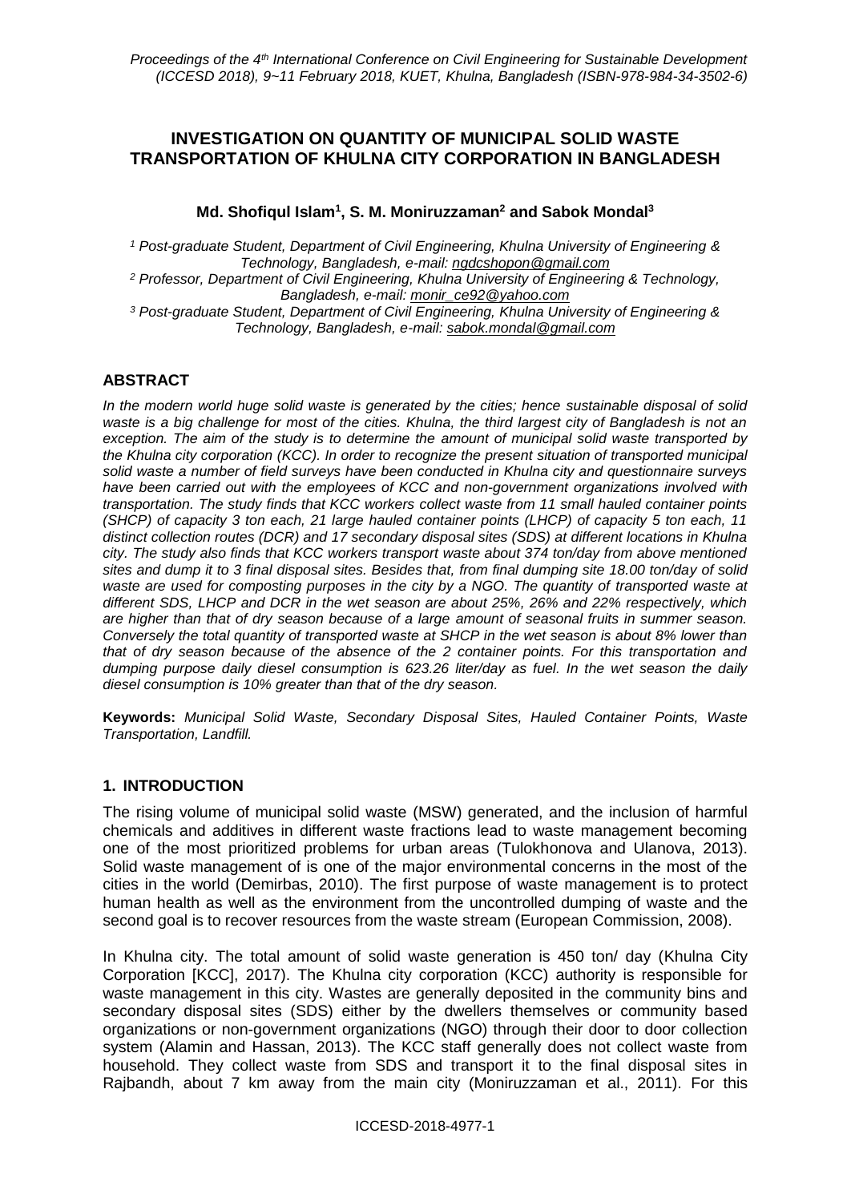# INVESTIGATION ON QUANTITY OF MUNICIPAL SOLID WASTE TRANSPORTATION OF KHULNA CITY CORPORATION IN BANGLADESH

**Md. Shofiqul Islam[1], S. M. Moniruzzaman[2] and Sabok Mondal[3]**

*[1] Post-graduate Student, Department of Civil Engineering, Khulna University of Engineering & Technology, Bangladesh, e-mail: ngdcshopon@gmail.com*

*[2] Professor, Department of Civil Engineering, Khulna University of Engineering & Technology, Bangladesh, e-mail: monir_ce92@yahoo.com*

*[3] Post-graduate Student, Department of Civil Engineering, Khulna University of Engineering & Technology, Bangladesh, e-mail: sabok.mondal@gmail.com*

## ABSTRACT

*In the modern world huge solid waste is generated by the cities; hence sustainable disposal of solid waste is a big challenge for most of the cities. Khulna, the third largest city of Bangladesh is not an exception. The aim of the study is to determine the amount of municipal solid waste transported by the Khulna city corporation (KCC). In order to recognize the present situation of transported municipal solid waste a number of field surveys have been conducted in Khulna city and questionnaire surveys have been carried out with the employees of KCC and non-government organizations involved with transportation. The study finds that KCC workers collect waste from 11 small hauled container points (SHCP) of capacity 3 ton each, 21 large hauled container points (LHCP) of capacity 5 ton each, 11 distinct collection routes (DCR) and 17 secondary disposal sites (SDS) at different locations in Khulna city. The study also finds that KCC workers transport waste about 374 ton/day from above mentioned sites and dump it to 3 final disposal sites. Besides that, from final dumping site 18.00 ton/day of solid waste are used for composting purposes in the city by a NGO. The quantity of transported waste at different SDS, LHCP and DCR in the wet season are about 25%, 26% and 22% respectively, which are higher than that of dry season because of a large amount of seasonal fruits in summer season. Conversely the total quantity of transported waste at SHCP in the wet season is about 8% lower than that of dry season because of the absence of the 2 container points. For this transportation and dumping purpose daily diesel consumption is 623.26 liter/day as fuel. In the wet season the daily diesel consumption is 10% greater than that of the dry season.*

**Keywords:** *Municipal Solid Waste, Secondary Disposal Sites, Hauled Container Points, Waste Transportation, Landfill.*

## 1. INTRODUCTION

The rising volume of municipal solid waste (MSW) generated, and the inclusion of harmful chemicals and additives in different waste fractions lead to waste management becoming one of the most prioritized problems for urban areas (Tulokhonova and Ulanova, 2013). Solid waste management of is one of the major environmental concerns in the most of the cities in the world (Demirbas, 2010). The first purpose of waste management is to protect human health as well as the environment from the uncontrolled dumping of waste and the second goal is to recover resources from the waste stream (European Commission, 2008).

In Khulna city. The total amount of solid waste generation is 450 ton/ day (Khulna City Corporation [KCC], 2017). The Khulna city corporation (KCC) authority is responsible for waste management in this city. Wastes are generally deposited in the community bins and secondary disposal sites (SDS) either by the dwellers themselves or community based organizations or non-government organizations (NGO) through their door to door collection system (Alamin and Hassan, 2013). The KCC staff generally does not collect waste from household. They collect waste from SDS and transport it to the final disposal sites in Rajbandh, about 7 km away from the main city (Moniruzzaman et al., 2011). For this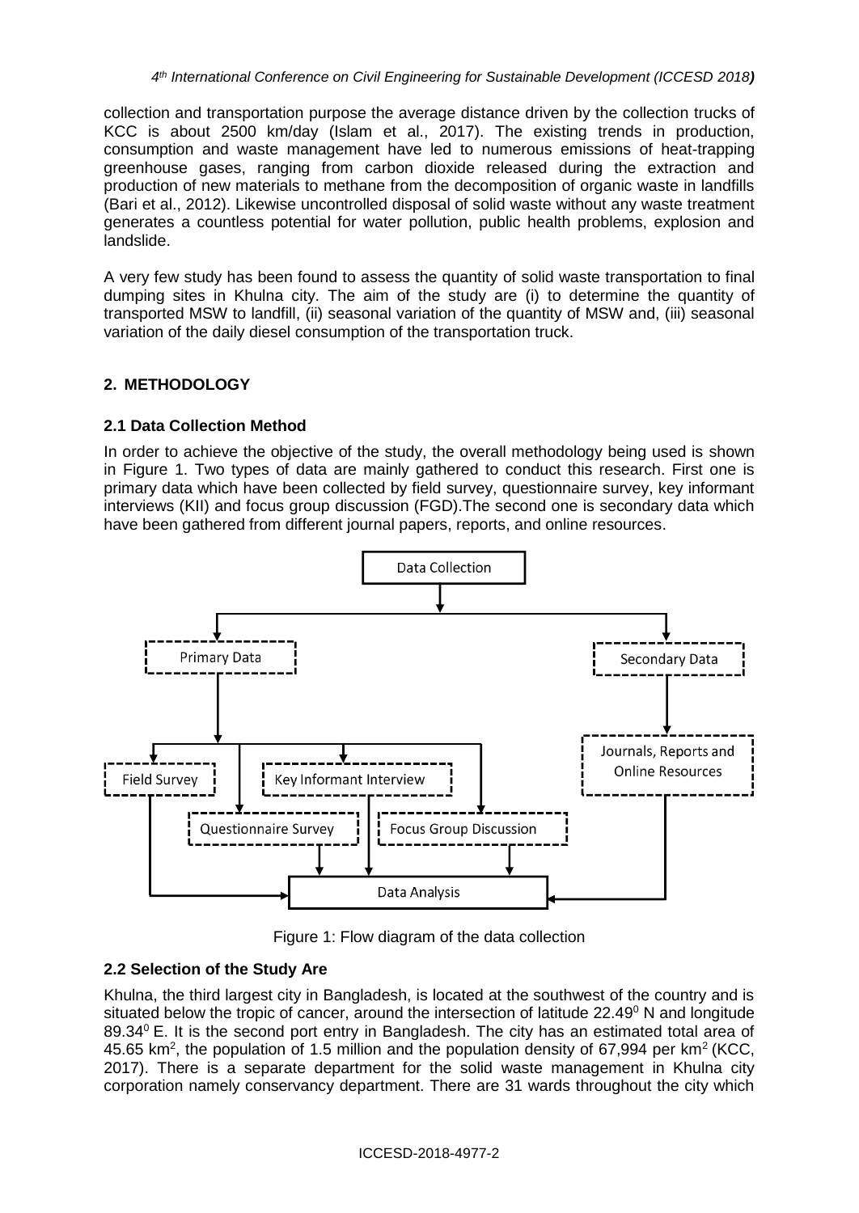collection and transportation purpose the average distance driven by the collection trucks of KCC is about 2500 km/day (Islam et al., 2017). The existing trends in production, consumption and waste management have led to numerous emissions of heat-trapping greenhouse gases, ranging from carbon dioxide released during the extraction and production of new materials to methane from the decomposition of organic waste in landfills (Bari et al., 2012). Likewise uncontrolled disposal of solid waste without any waste treatment generates a countless potential for water pollution, public health problems, explosion and landslide.

A very few study has been found to assess the quantity of solid waste transportation to final dumping sites in Khulna city. The aim of the study are (i) to determine the quantity of transported MSW to landfill, (ii) seasonal variation of the quantity of MSW and, (iii) seasonal variation of the daily diesel consumption of the transportation truck.

## 2. METHODOLOGY

### 2.1 Data Collection Method

In order to achieve the objective of the study, the overall methodology being used is shown in Figure 1. Two types of data are mainly gathered to conduct this research. First one is primary data which have been collected by field survey, questionnaire survey, key informant interviews (KII) and focus group discussion (FGD).The second one is secondary data which have been gathered from different journal papers, reports, and online resources.

Data Collection

Primary Data

Secondary Data

Field Survey

Key Informant Interview

Journals, Reports and Online Resources

Questionnaire Survey

Focus Group Discussion

Data Analysis

Figure 1: Flow diagram of the data collection

### 2.2 Selection of the Study Are

Khulna, the third largest city in Bangladesh, is located at the southwest of the country and is situated below the tropic of cancer, around the intersection of latitude $22.49^0$ N and longitude $89.34^0$ E. It is the second port entry in Bangladesh. The city has an estimated total area of 45.65 $km^2$, the population of 1.5 million and the population density of 67,994 per $km^2$ (KCC, 2017). There is a separate department for the solid waste management in Khulna city corporation namely conservancy department. There are 31 wards throughout the city which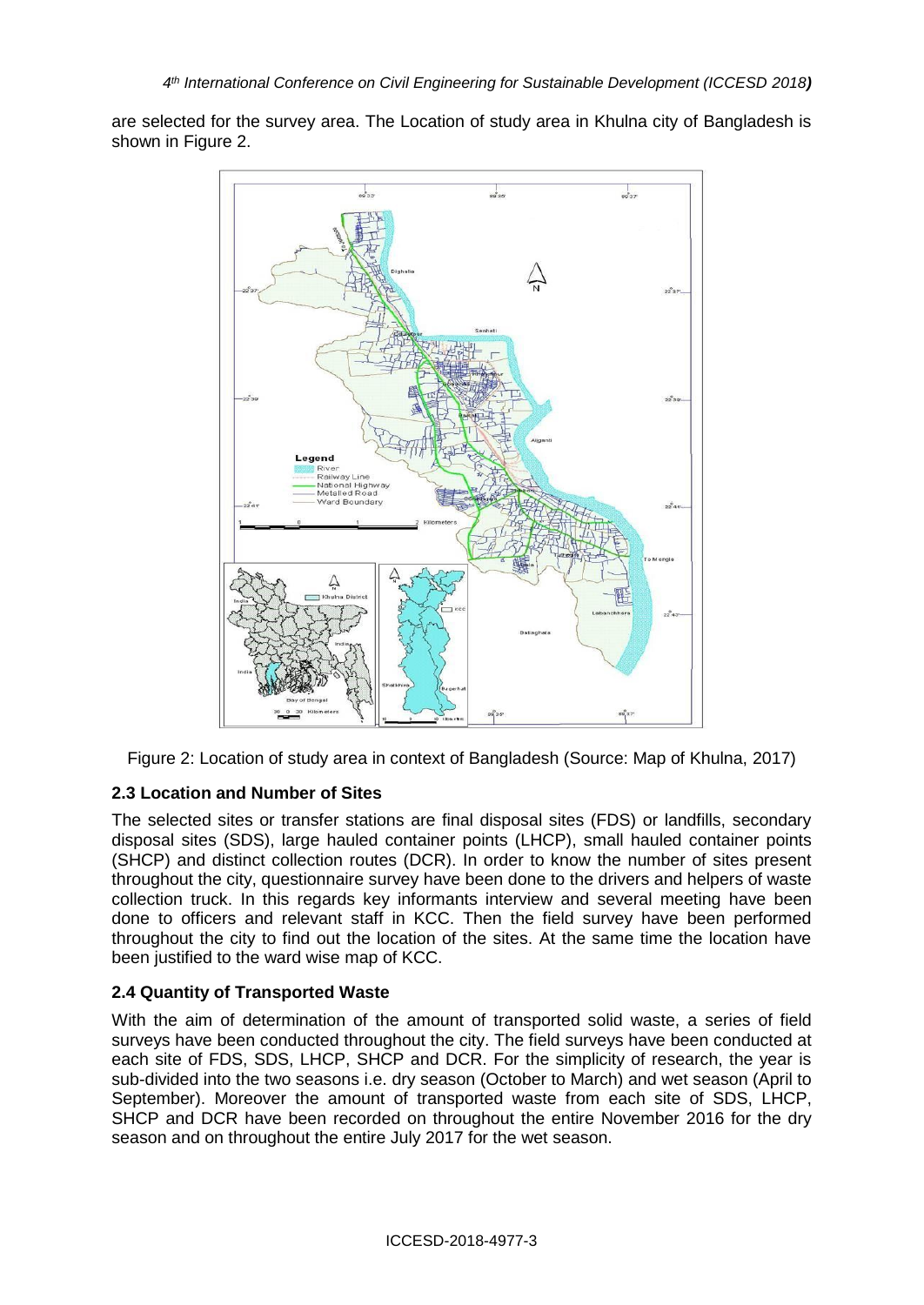are selected for the survey area. The Location of study area in Khulna city of Bangladesh is shown in Figure 2.

Figure 2: Location of study area in context of Bangladesh (Source: Map of Khulna, 2017)

### 2.3 Location and Number of Sites

The selected sites or transfer stations are final disposal sites (FDS) or landfills, secondary disposal sites (SDS), large hauled container points (LHCP), small hauled container points (SHCP) and distinct collection routes (DCR). In order to know the number of sites present throughout the city, questionnaire survey have been done to the drivers and helpers of waste collection truck. In this regards key informants interview and several meeting have been done to officers and relevant staff in KCC. Then the field survey have been performed throughout the city to find out the location of the sites. At the same time the location have been justified to the ward wise map of KCC.

### 2.4 Quantity of Transported Waste

With the aim of determination of the amount of transported solid waste, a series of field surveys have been conducted throughout the city. The field surveys have been conducted at each site of FDS, SDS, LHCP, SHCP and DCR. For the simplicity of research, the year is sub-divided into the two seasons i.e. dry season (October to March) and wet season (April to September). Moreover the amount of transported waste from each site of SDS, LHCP, SHCP and DCR have been recorded on throughout the entire November 2016 for the dry season and on throughout the entire July 2017 for the wet season.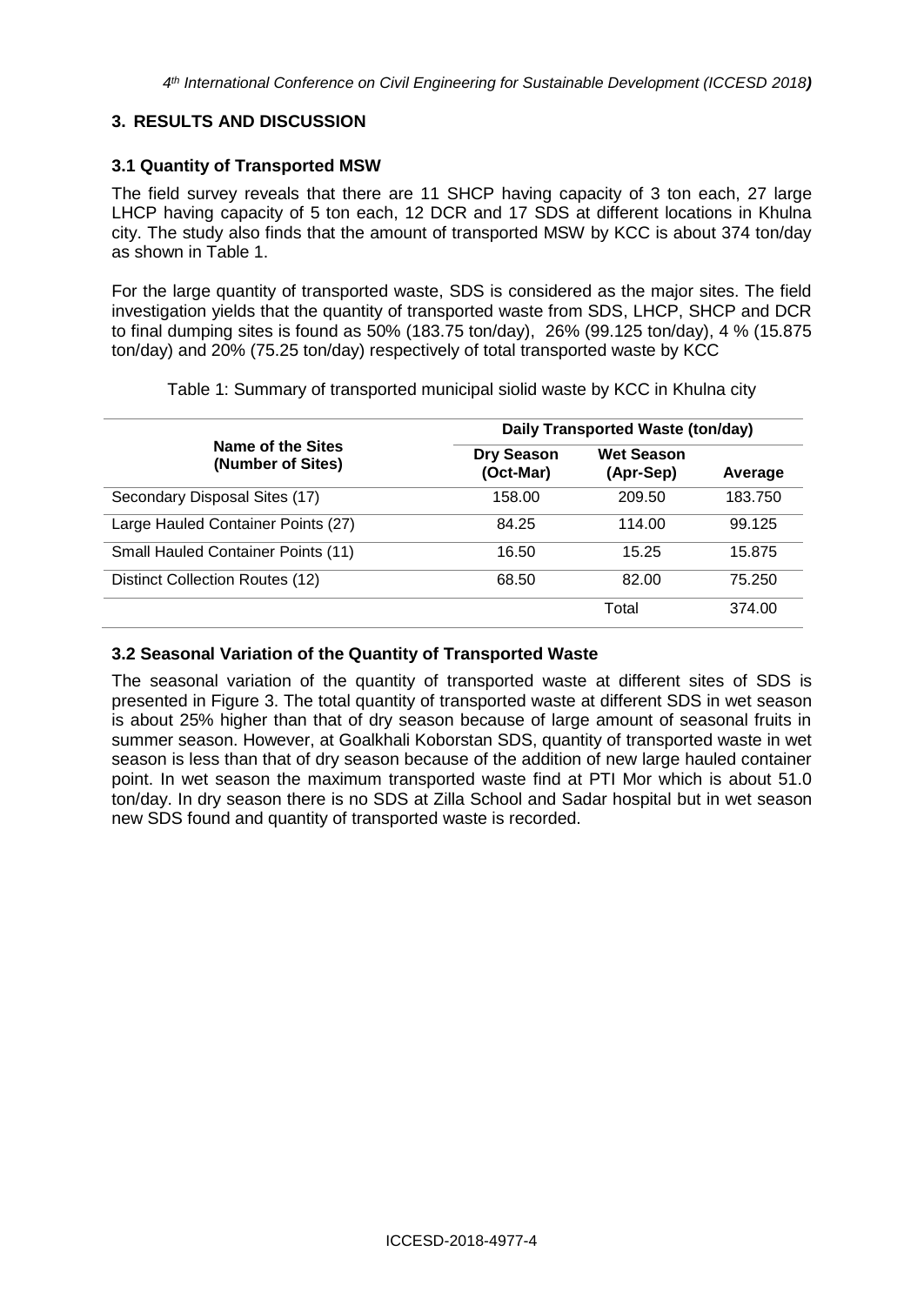## 3. RESULTS AND DISCUSSION

### 3.1 Quantity of Transported MSW

The field survey reveals that there are 11 SHCP having capacity of 3 ton each, 27 large LHCP having capacity of 5 ton each, 12 DCR and 17 SDS at different locations in Khulna city. The study also finds that the amount of transported MSW by KCC is about 374 ton/day as shown in Table 1.

For the large quantity of transported waste, SDS is considered as the major sites. The field investigation yields that the quantity of transported waste from SDS, LHCP, SHCP and DCR to final dumping sites is found as 50% (183.75 ton/day), 26% (99.125 ton/day), 4 % (15.875 ton/day) and 20% (75.25 ton/day) respectively of total transported waste by KCC

Table 1: Summary of transported municipal siolid waste by KCC in Khulna city

| Name of the Sites (Number of Sites) | Daily Transported Waste (ton/day) | | |
|---|---|---|---|
| | Dry Season (Oct-Mar) | Wet Season (Apr-Sep) | Average |
| Secondary Disposal Sites (17) | 158.00 | 209.50 | 183.750 |
| Large Hauled Container Points (27) | 84.25 | 114.00 | 99.125 |
| Small Hauled Container Points (11) | 16.50 | 15.25 | 15.875 |
| Distinct Collection Routes (12) | 68.50 | 82.00 | 75.250 |
| | | Total | 374.00 |

### 3.2 Seasonal Variation of the Quantity of Transported Waste

The seasonal variation of the quantity of transported waste at different sites of SDS is presented in Figure 3. The total quantity of transported waste at different SDS in wet season is about 25% higher than that of dry season because of large amount of seasonal fruits in summer season. However, at Goalkhali Koborstan SDS, quantity of transported waste in wet season is less than that of dry season because of the addition of new large hauled container point. In wet season the maximum transported waste find at PTI Mor which is about 51.0 ton/day. In dry season there is no SDS at Zilla School and Sadar hospital but in wet season new SDS found and quantity of transported waste is recorded.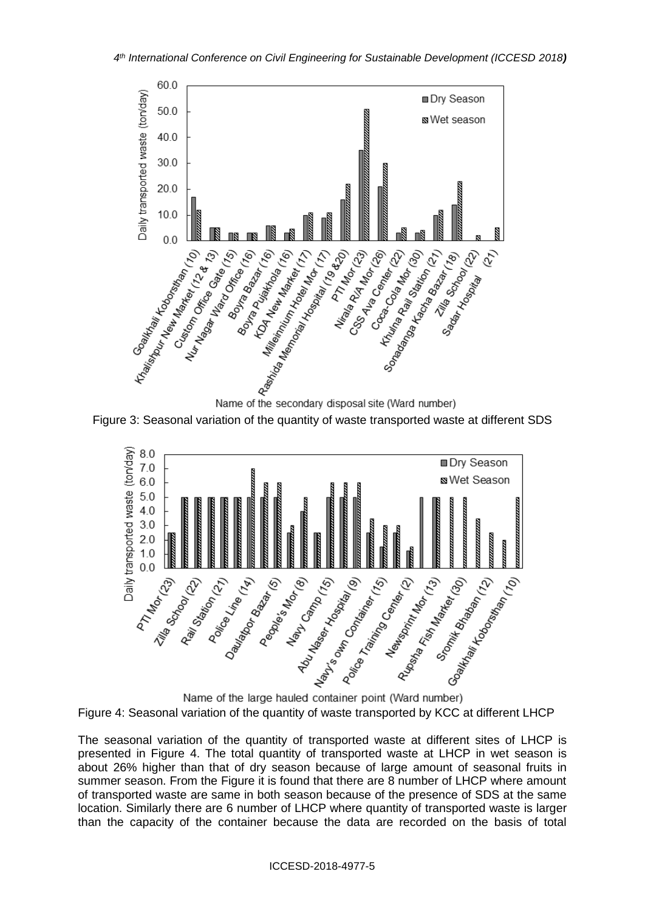60.0
50.0
40.0
30.0
20.0
10.0
0.0

Daily transported waste (ton/day)

Dry Season
Wet season

Goalkhali Koborsthan (10)
Khalishpur New Market (12 & 13)
Custom Office Gate (15)
Nur Nagar Ward Office (16)
Boyra Bazar (16)
Boyra Pujakhola (16)
KDA New Market (17)
Milleinnium Hotel Mor (17)
Rashida Memorial Hospital (19 &20)
PTI Mor (23)
Nirala R/A Mor (26)
CSS Ava Center (22)
Coca-Cola Mor (30)
Khulna Rail Station (21)
Sonadanga Kacha Bazar (18)
Zilla School (22)
Sadar Hospital (21)

Name of the secondary disposal site (Ward number)

Figure 3: Seasonal variation of the quantity of waste transported waste at different SDS

8.0
7.0
6.0
5.0
4.0
3.0
2.0
1.0
0.0

Daily transported waste (ton/day)

Dry Season
Wet Season

PTI Mor (23)
Zilla School (22)
Rail Station (21)
Police Line (14)
Daulatpur Bazar (5)
People's Mor (8)
Navy Camp (15)
Abu Naser Hospital (9)
Navy's own Container (15)
Police Training Center (2)
Newsprint Mor (13)
Rupsha Fish Market (30)
Sromik Bhaban (12)
Goalkhali Koborsthan (10)

Name of the large hauled container point (Ward number)

Figure 4: Seasonal variation of the quantity of waste transported by KCC at different LHCP

The seasonal variation of the quantity of transported waste at different sites of LHCP is presented in Figure 4. The total quantity of transported waste at LHCP in wet season is about 26% higher than that of dry season because of large amount of seasonal fruits in summer season. From the Figure it is found that there are 8 number of LHCP where amount of transported waste are same in both season because of the presence of SDS at the same location. Similarly there are 6 number of LHCP where quantity of transported waste is larger than the capacity of the container because the data are recorded on the basis of total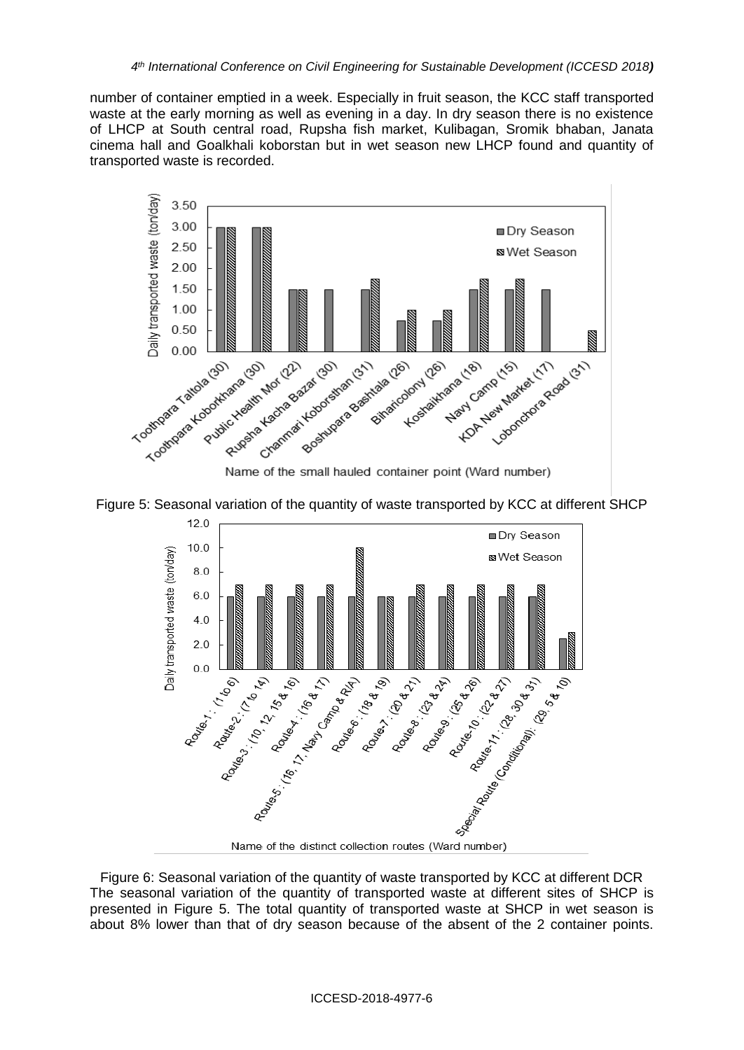number of container emptied in a week. Especially in fruit season, the KCC staff transported waste at the early morning as well as evening in a day. In dry season there is no existence of LHCP at South central road, Rupsha fish market, Kulibagan, Sromik bhaban, Janata cinema hall and Goalkhali koborstan but in wet season new LHCP found and quantity of transported waste is recorded.

Daily transported waste (ton/day)
3.50
3.00
2.50
2.00
1.50
1.00
0.50
0.00

Dry Season
Wet Season

Toothpara Taltola (30)
Toothpara Koborkhana (30)
Public Health Mor (22)
Rupsha Kacha Bazar (30)
Chanmari Koborsthan (31)
Boshupara Bashtala (26)
Biharicolony (26)
Koshaikhana (18)
Navy Camp (15)
KDA New Market (17)
Lobonchora Road (31)

Name of the small hauled container point (Ward number)

Figure 5: Seasonal variation of the quantity of waste transported by KCC at different SHCP

Daily transported waste (ton/day)
12.0
10.0
8.0
6.0
4.0
2.0
0.0

Dry Season
Wet Season

Route-1 : (1 to 6)
Route-2 : (7 to 14)
Route-3 : (10, 12, 15 & 16)
Route-4 : (16 & 17)
Route-5 : (16, 17, Navy Camp & R/A)
Route-6 : (18 & 19)
Route-7 : (20 & 21)
Route-8 : (23 & 24)
Route-9 : (25 & 26)
Route-10 : (22 & 27)
Route-11 : (28, 30 & 31)
Special Route (Conditional): (29, 5 & 10)

Name of the distinct collection routes (Ward number)

Figure 6: Seasonal variation of the quantity of waste transported by KCC at different DCR

The seasonal variation of the quantity of transported waste at different sites of SHCP is presented in Figure 5. The total quantity of transported waste at SHCP in wet season is about 8% lower than that of dry season because of the absent of the 2 container points.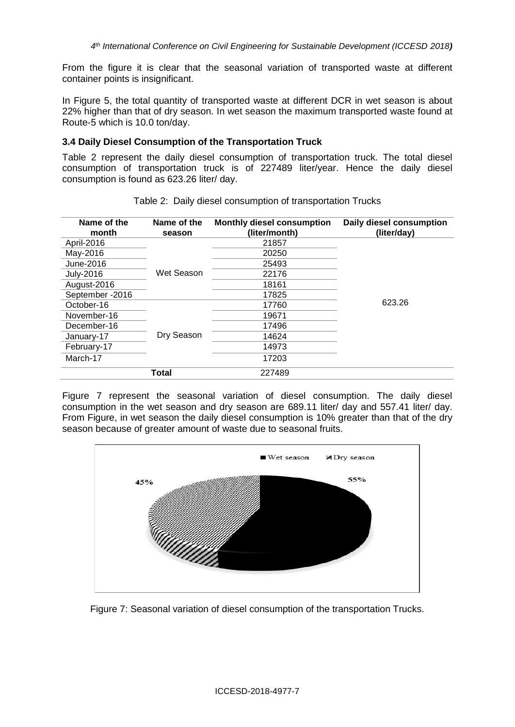From the figure it is clear that the seasonal variation of transported waste at different container points is insignificant.

In Figure 5, the total quantity of transported waste at different DCR in wet season is about 22% higher than that of dry season. In wet season the maximum transported waste found at Route-5 which is 10.0 ton/day.

### 3.4 Daily Diesel Consumption of the Transportation Truck

Table 2 represent the daily diesel consumption of transportation truck. The total diesel consumption of transportation truck is of 227489 liter/year. Hence the daily diesel consumption is found as 623.26 liter/ day.

Table 2: Daily diesel consumption of transportation Trucks

| Name of the month | Name of the season | Monthly diesel consumption (liter/month) | Daily diesel consumption (liter/day) |
|---|---|---|---|
| April-2016 | Wet Season | 21857 | 623.26 |
| May-2016 | | 20250 | |
| June-2016 | | 25493 | |
| July-2016 | | 22176 | |
| August-2016 | | 18161 | |
| September -2016 | | 17825 | |
| October-16 | Dry Season | 17760 | |
| November-16 | | 19671 | |
| December-16 | | 17496 | |
| January-17 | | 14624 | |
| February-17 | | 14973 | |
| March-17 | | 17203 | |
| **Total** | | 227489 | |

Figure 7 represent the seasonal variation of diesel consumption. The daily diesel consumption in the wet season and dry season are 689.11 liter/ day and 557.41 liter/ day. From Figure, in wet season the daily diesel consumption is 10% greater than that of the dry season because of greater amount of waste due to seasonal fruits.

Wet season
Dry season
45%
55%

Figure 7: Seasonal variation of diesel consumption of the transportation Trucks.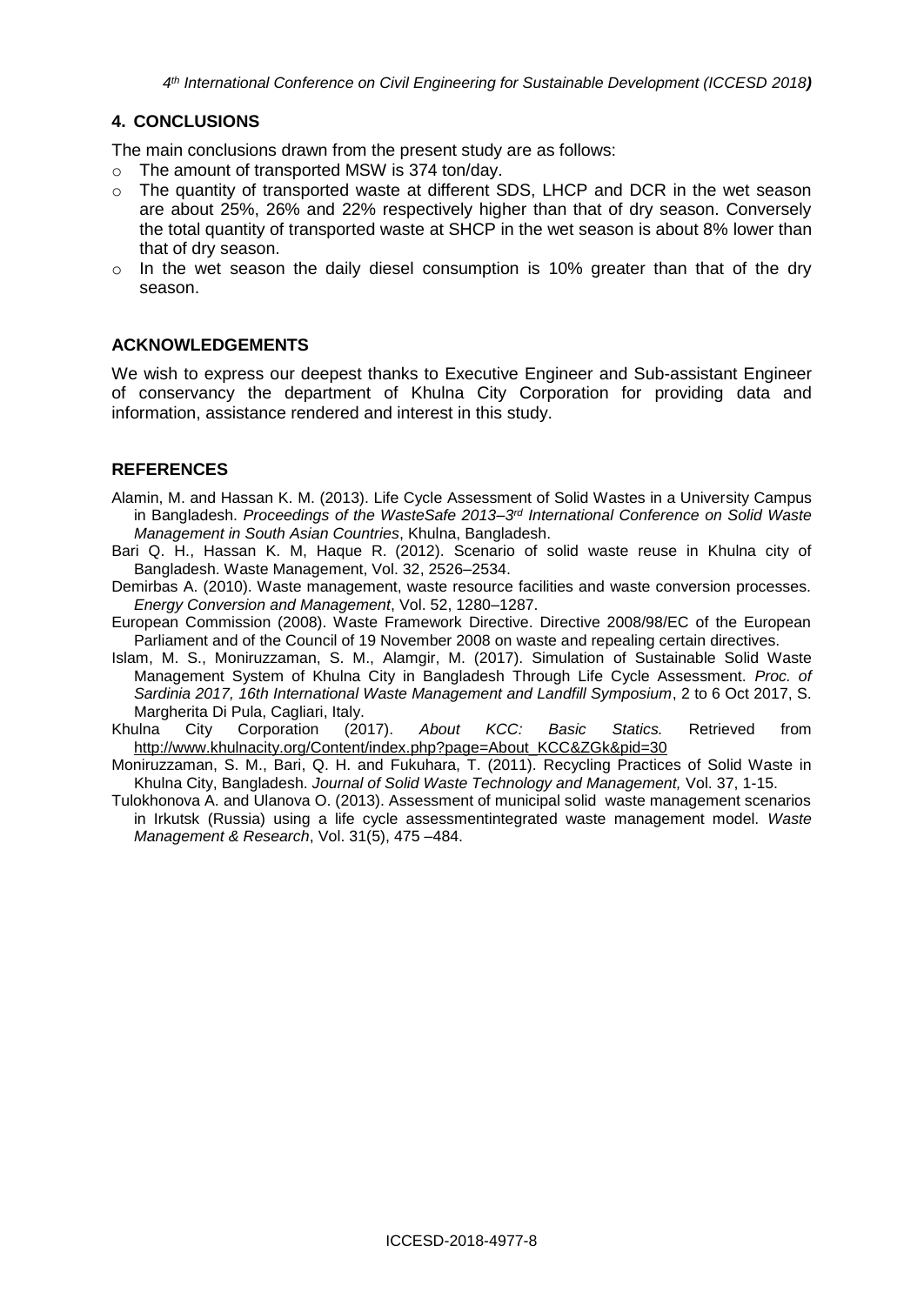## 4. CONCLUSIONS

The main conclusions drawn from the present study are as follows:

- The amount of transported MSW is 374 ton/day.
- The quantity of transported waste at different SDS, LHCP and DCR in the wet season are about 25%, 26% and 22% respectively higher than that of dry season. Conversely the total quantity of transported waste at SHCP in the wet season is about 8% lower than that of dry season.
- In the wet season the daily diesel consumption is 10% greater than that of the dry season.

## ACKNOWLEDGEMENTS

We wish to express our deepest thanks to Executive Engineer and Sub-assistant Engineer of conservancy the department of Khulna City Corporation for providing data and information, assistance rendered and interest in this study.

## REFERENCES

Alamin, M. and Hassan K. M. (2013). Life Cycle Assessment of Solid Wastes in a University Campus in Bangladesh. *Proceedings of the WasteSafe 2013–3rd International Conference on Solid Waste Management in South Asian Countries*, Khulna, Bangladesh.

Bari Q. H., Hassan K. M, Haque R. (2012). Scenario of solid waste reuse in Khulna city of Bangladesh. Waste Management, Vol. 32, 2526–2534.

Demirbas A. (2010). Waste management, waste resource facilities and waste conversion processes. *Energy Conversion and Management*, Vol. 52, 1280–1287.

European Commission (2008). Waste Framework Directive. Directive 2008/98/EC of the European Parliament and of the Council of 19 November 2008 on waste and repealing certain directives.

Islam, M. S., Moniruzzaman, S. M., Alamgir, M. (2017). Simulation of Sustainable Solid Waste Management System of Khulna City in Bangladesh Through Life Cycle Assessment. *Proc. of Sardinia 2017, 16th International Waste Management and Landfill Symposium*, 2 to 6 Oct 2017, S. Margherita Di Pula, Cagliari, Italy.

Khulna City Corporation (2017). *About KCC: Basic Statics.* Retrieved from http://www.khulnacity.org/Content/index.php?page=About_KCC&ZGk&pid=30

Moniruzzaman, S. M., Bari, Q. H. and Fukuhara, T. (2011). Recycling Practices of Solid Waste in Khulna City, Bangladesh. *Journal of Solid Waste Technology and Management,* Vol. 37, 1-15.

Tulokhonova A. and Ulanova O. (2013). Assessment of municipal solid waste management scenarios in Irkutsk (Russia) using a life cycle assessmentintegrated waste management model. *Waste Management & Research*, Vol. 31(5), 475 –484.